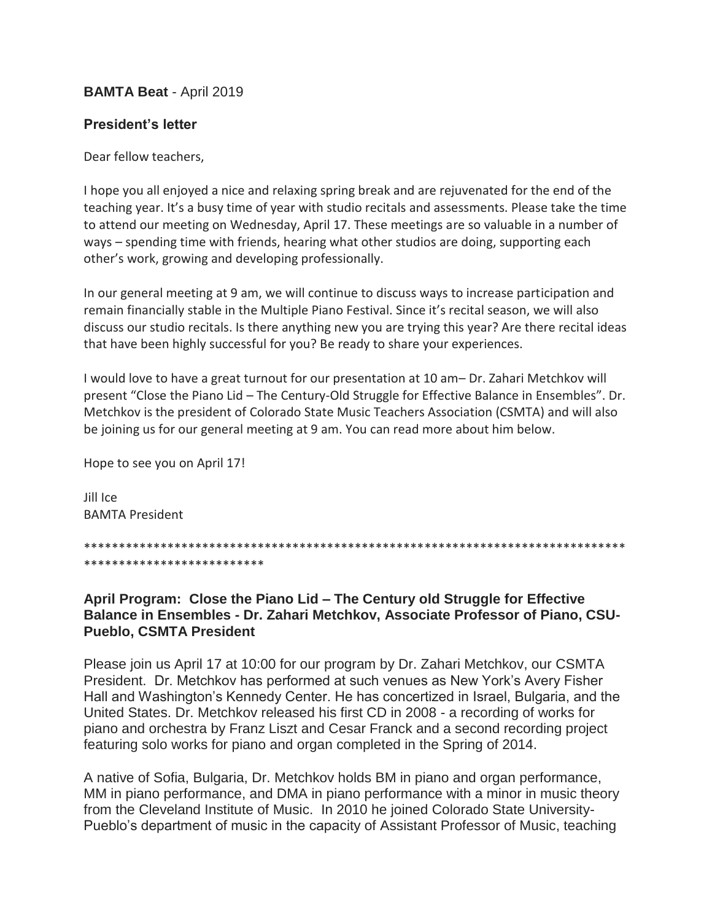**BAMTA Beat** - April 2019

## President's letter

Dear fellow teachers,

I hope you all enjoyed a nice and relaxing spring break and are rejuvenated for the end of the teaching year. It's a busy time of year with studio recitals and assessments. Please take the time to attend our meeting on Wednesday, April 17. These meetings are so valuable in a number of ways – spending time with friends, hearing what other studios are doing, supporting each other's work, growing and developing professionally.

In our general meeting at 9 am, we will continue to discuss ways to increase participation and remain financially stable in the Multiple Piano Festival. Since it's recital season, we will also discuss our studio recitals. Is there anything new you are trying this year? Are there recital ideas that have been highly successful for you? Be ready to share your experiences.

I would love to have a great turnout for our presentation at 10 am– Dr. Zahari Metchkov will present "Close the Piano Lid – The Century-Old Struggle for Effective Balance in Ensembles". Dr. Metchkov is the president of Colorado State Music Teachers Association (CSMTA) and will also be joining us for our general meeting at 9 am. You can read more about him below.

Hope to see you on April 17!

Jill Ice
BAMTA President

*****************************************************************************************************

## April Program: Close the Piano Lid – The Century old Struggle for Effective Balance in Ensembles - Dr. Zahari Metchkov, Associate Professor of Piano, CSU-Pueblo, CSMTA President

Please join us April 17 at 10:00 for our program by Dr. Zahari Metchkov, our CSMTA President. Dr. Metchkov has performed at such venues as New York's Avery Fisher Hall and Washington's Kennedy Center. He has concertized in Israel, Bulgaria, and the United States. Dr. Metchkov released his first CD in 2008 - a recording of works for piano and orchestra by Franz Liszt and Cesar Franck and a second recording project featuring solo works for piano and organ completed in the Spring of 2014.

A native of Sofia, Bulgaria, Dr. Metchkov holds BM in piano and organ performance, MM in piano performance, and DMA in piano performance with a minor in music theory from the Cleveland Institute of Music. In 2010 he joined Colorado State University-Pueblo's department of music in the capacity of Assistant Professor of Music, teaching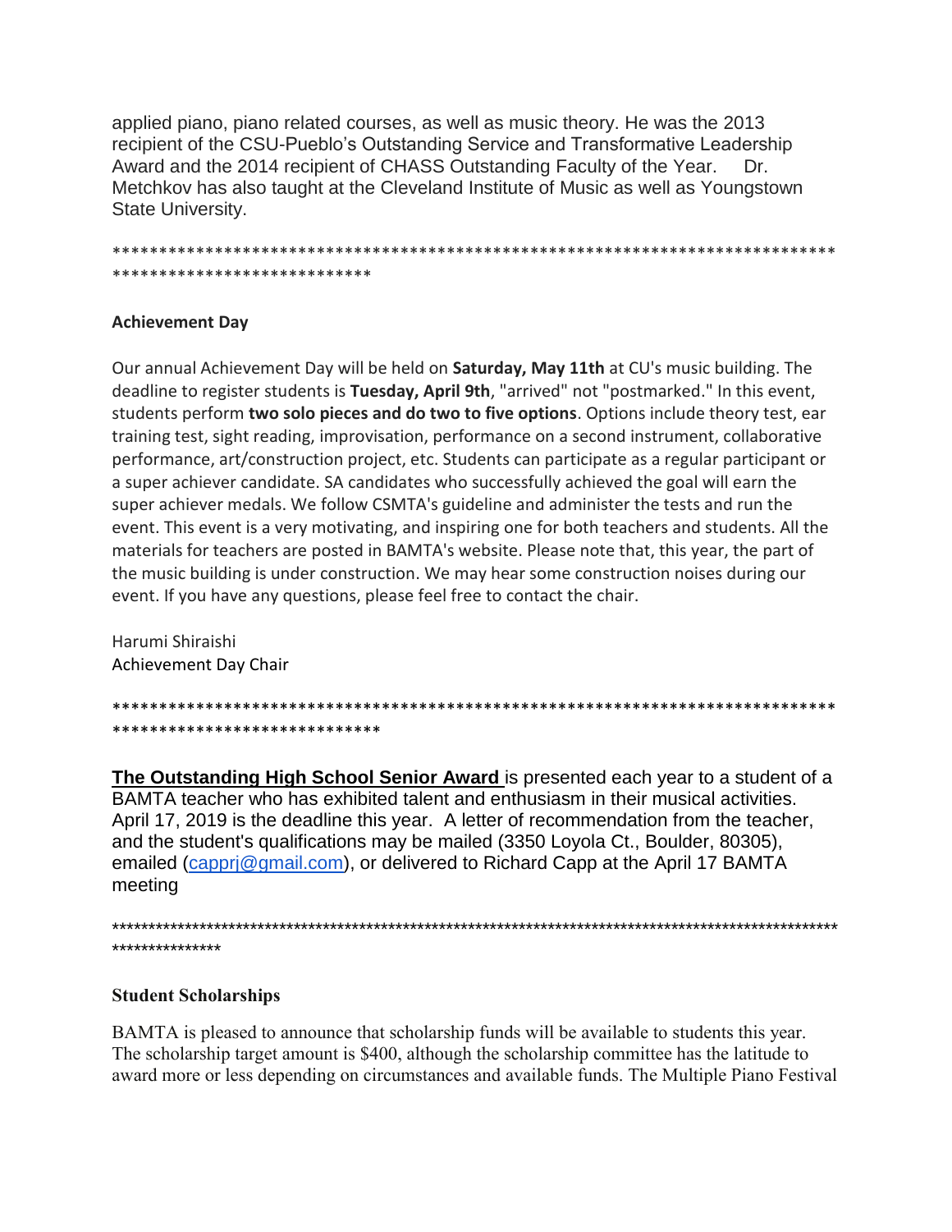applied piano, piano related courses, as well as music theory. He was the 2013 recipient of the CSU-Pueblo's Outstanding Service and Transformative Leadership Award and the 2014 recipient of CHASS Outstanding Faculty of the Year. Dr. Metchkov has also taught at the Cleveland Institute of Music as well as Youngstown State University.

*******************************************************************************
****************************

**Achievement Day**

Our annual Achievement Day will be held on **Saturday, May 11th** at CU's music building. The deadline to register students is **Tuesday, April 9th**, "arrived" not "postmarked." In this event, students perform **two solo pieces and do two to five options**. Options include theory test, ear training test, sight reading, improvisation, performance on a second instrument, collaborative performance, art/construction project, etc. Students can participate as a regular participant or a super achiever candidate. SA candidates who successfully achieved the goal will earn the super achiever medals. We follow CSMTA's guideline and administer the tests and run the event. This event is a very motivating, and inspiring one for both teachers and students. All the materials for teachers are posted in BAMTA's website. Please note that, this year, the part of the music building is under construction. We may hear some construction noises during our event. If you have any questions, please feel free to contact the chair.

Harumi Shiraishi
Achievement Day Chair

*******************************************************************************
*****************************

**The Outstanding High School Senior Award** is presented each year to a student of a BAMTA teacher who has exhibited talent and enthusiasm in their musical activities. April 17, 2019 is the deadline this year. A letter of recommendation from the teacher, and the student's qualifications may be mailed (3350 Loyola Ct., Boulder, 80305), emailed (capprj@gmail.com), or delivered to Richard Capp at the April 17 BAMTA meeting

*******************************************************************************************************
***************

**Student Scholarships**

BAMTA is pleased to announce that scholarship funds will be available to students this year. The scholarship target amount is $400, although the scholarship committee has the latitude to award more or less depending on circumstances and available funds. The Multiple Piano Festival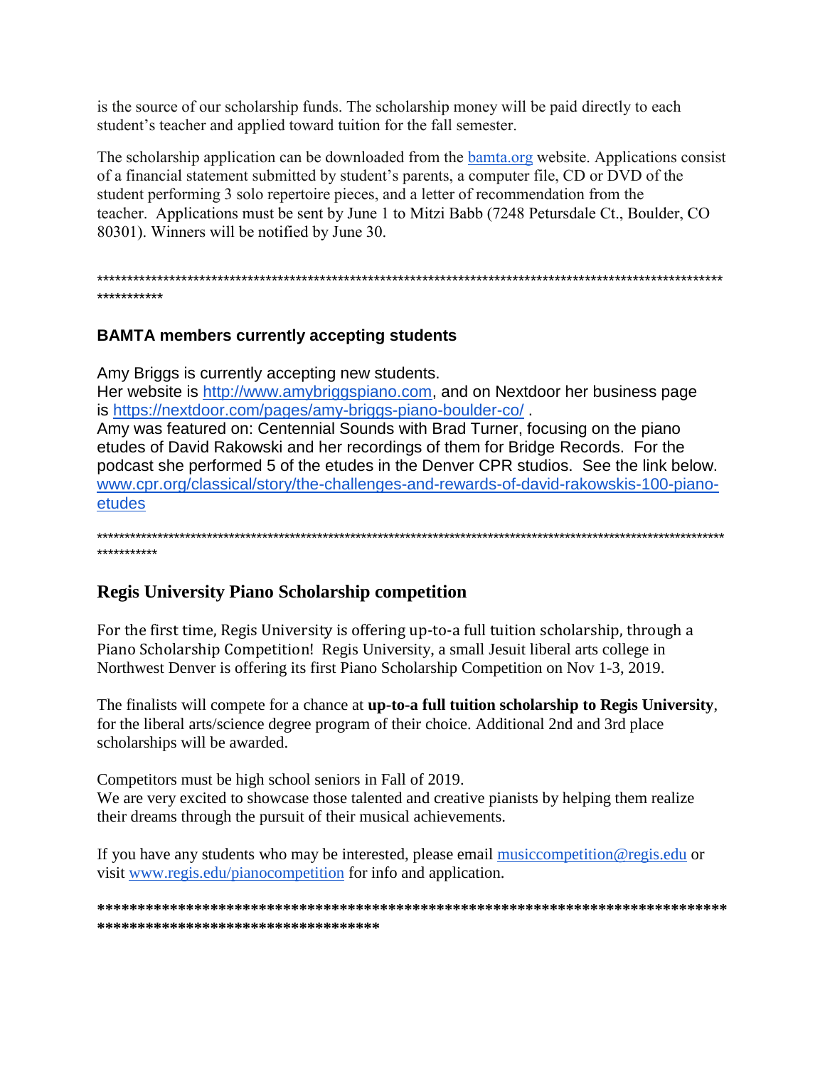is the source of our scholarship funds. The scholarship money will be paid directly to each student's teacher and applied toward tuition for the fall semester.

The scholarship application can be downloaded from the [bamta.org](bamta.org) website. Applications consist of a financial statement submitted by student's parents, a computer file, CD or DVD of the student performing 3 solo repertoire pieces, and a letter of recommendation from the teacher. Applications must be sent by June 1 to Mitzi Babb (7248 Petursdale Ct., Boulder, CO 80301). Winners will be notified by June 30.

*************************************************************************************************************************

## BAMTA members currently accepting students

Amy Briggs is currently accepting new students.
Her website is http://www.amybriggspiano.com, and on Nextdoor her business page is https://nextdoor.com/pages/amy-briggs-piano-boulder-co/ .
Amy was featured on: Centennial Sounds with Brad Turner, focusing on the piano etudes of David Rakowski and her recordings of them for Bridge Records. For the podcast she performed 5 of the etudes in the Denver CPR studios. See the link below.
www.cpr.org/classical/story/the-challenges-and-rewards-of-david-rakowskis-100-piano-etudes

*************************************************************************************************************************

## Regis University Piano Scholarship competition

For the first time, Regis University is offering up-to-a full tuition scholarship, through a Piano Scholarship Competition! Regis University, a small Jesuit liberal arts college in Northwest Denver is offering its first Piano Scholarship Competition on Nov 1-3, 2019.

The finalists will compete for a chance at **up-to-a full tuition scholarship to Regis University**, for the liberal arts/science degree program of their choice. Additional 2nd and 3rd place scholarships will be awarded.

Competitors must be high school seniors in Fall of 2019.
We are very excited to showcase those talented and creative pianists by helping them realize their dreams through the pursuit of their musical achievements.

If you have any students who may be interested, please email musiccompetition@regis.edu or visit www.regis.edu/pianocompetition for info and application.

**********************************************************************************************************************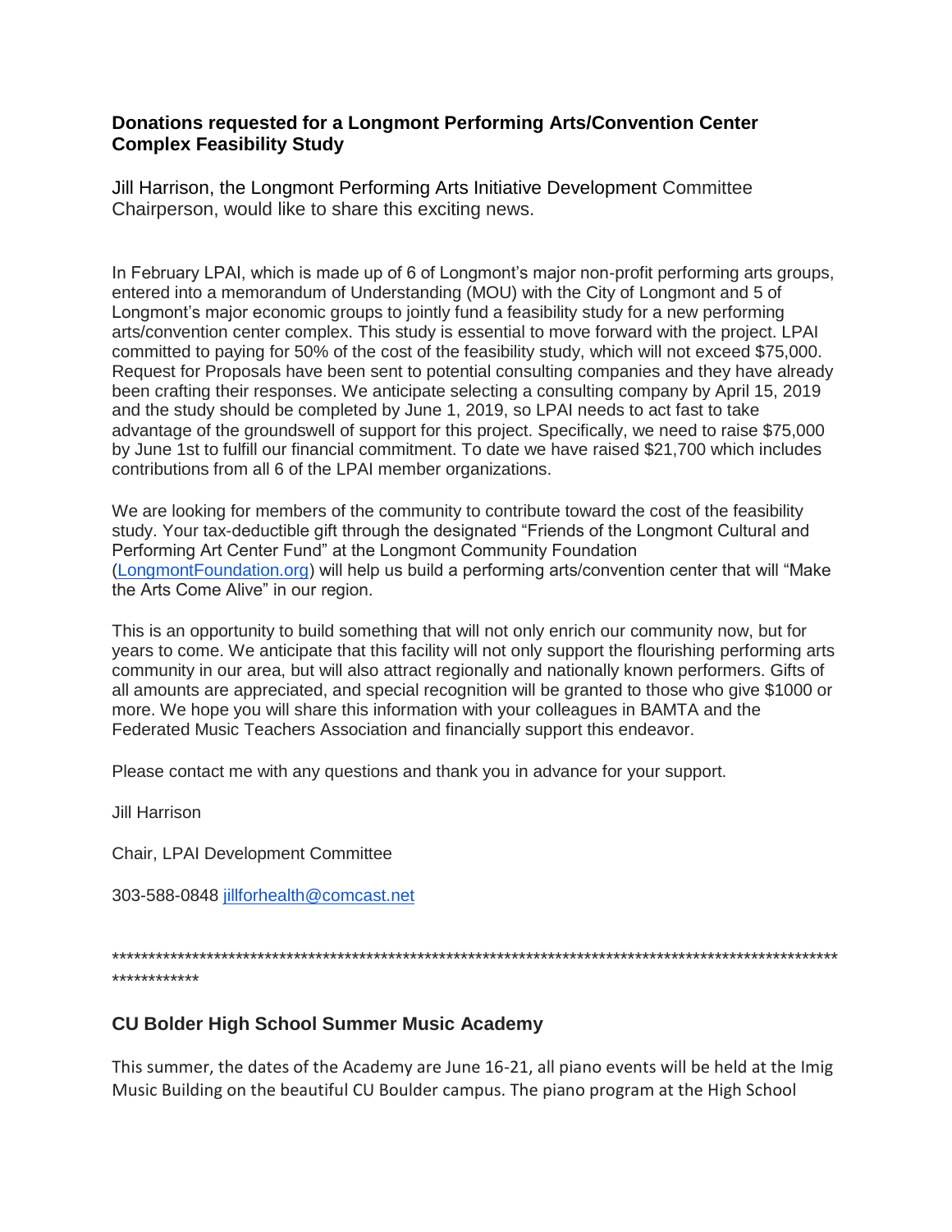## Donations requested for a Longmont Performing Arts/Convention Center Complex Feasibility Study

Jill Harrison, the Longmont Performing Arts Initiative Development Committee Chairperson, would like to share this exciting news.

In February LPAI, which is made up of 6 of Longmont's major non-profit performing arts groups, entered into a memorandum of Understanding (MOU) with the City of Longmont and 5 of Longmont's major economic groups to jointly fund a feasibility study for a new performing arts/convention center complex. This study is essential to move forward with the project. LPAI committed to paying for 50% of the cost of the feasibility study, which will not exceed $75,000. Request for Proposals have been sent to potential consulting companies and they have already been crafting their responses. We anticipate selecting a consulting company by April 15, 2019 and the study should be completed by June 1, 2019, so LPAI needs to act fast to take advantage of the groundswell of support for this project. Specifically, we need to raise $75,000 by June 1st to fulfill our financial commitment. To date we have raised $21,700 which includes contributions from all 6 of the LPAI member organizations.

We are looking for members of the community to contribute toward the cost of the feasibility study. Your tax-deductible gift through the designated "Friends of the Longmont Cultural and Performing Art Center Fund" at the Longmont Community Foundation (LongmontFoundation.org) will help us build a performing arts/convention center that will "Make the Arts Come Alive" in our region.

This is an opportunity to build something that will not only enrich our community now, but for years to come. We anticipate that this facility will not only support the flourishing performing arts community in our area, but will also attract regionally and nationally known performers. Gifts of all amounts are appreciated, and special recognition will be granted to those who give $1000 or more. We hope you will share this information with your colleagues in BAMTA and the Federated Music Teachers Association and financially support this endeavor.

Please contact me with any questions and thank you in advance for your support.

Jill Harrison

Chair, LPAI Development Committee

303-588-0848 jillforhealth@comcast.net

*****************************************************************************************************************

## CU Bolder High School Summer Music Academy

This summer, the dates of the Academy are June 16-21, all piano events will be held at the Imig Music Building on the beautiful CU Boulder campus. The piano program at the High School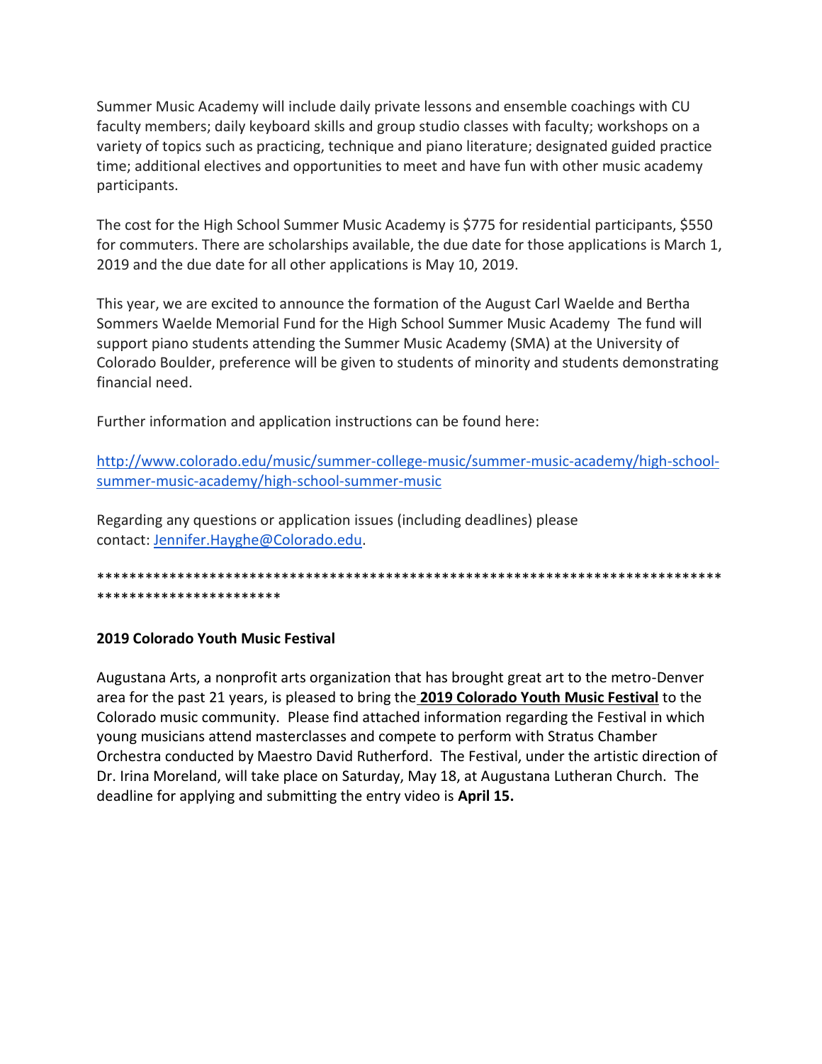Summer Music Academy will include daily private lessons and ensemble coachings with CU faculty members; daily keyboard skills and group studio classes with faculty; workshops on a variety of topics such as practicing, technique and piano literature; designated guided practice time; additional electives and opportunities to meet and have fun with other music academy participants.

The cost for the High School Summer Music Academy is $775 for residential participants, $550 for commuters. There are scholarships available, the due date for those applications is March 1, 2019 and the due date for all other applications is May 10, 2019.

This year, we are excited to announce the formation of the August Carl Waelde and Bertha Sommers Waelde Memorial Fund for the High School Summer Music Academy The fund will support piano students attending the Summer Music Academy (SMA) at the University of Colorado Boulder, preference will be given to students of minority and students demonstrating financial need.

Further information and application instructions can be found here:

[http://www.colorado.edu/music/summer-college-music/summer-music-academy/high-school-summer-music-academy/high-school-summer-music](http://www.colorado.edu/music/summer-college-music/summer-music-academy/high-school-summer-music-academy/high-school-summer-music)

Regarding any questions or application issues (including deadlines) please contact: [Jennifer.Hayghe@Colorado.edu](mailto:Jennifer.Hayghe@Colorado.edu).

*******************************************************************************************************

**2019 Colorado Youth Music Festival**

Augustana Arts, a nonprofit arts organization that has brought great art to the metro-Denver area for the past 21 years, is pleased to bring the **2019 Colorado Youth Music Festival** to the Colorado music community. Please find attached information regarding the Festival in which young musicians attend masterclasses and compete to perform with Stratus Chamber Orchestra conducted by Maestro David Rutherford. The Festival, under the artistic direction of Dr. Irina Moreland, will take place on Saturday, May 18, at Augustana Lutheran Church. The deadline for applying and submitting the entry video is **April 15.**